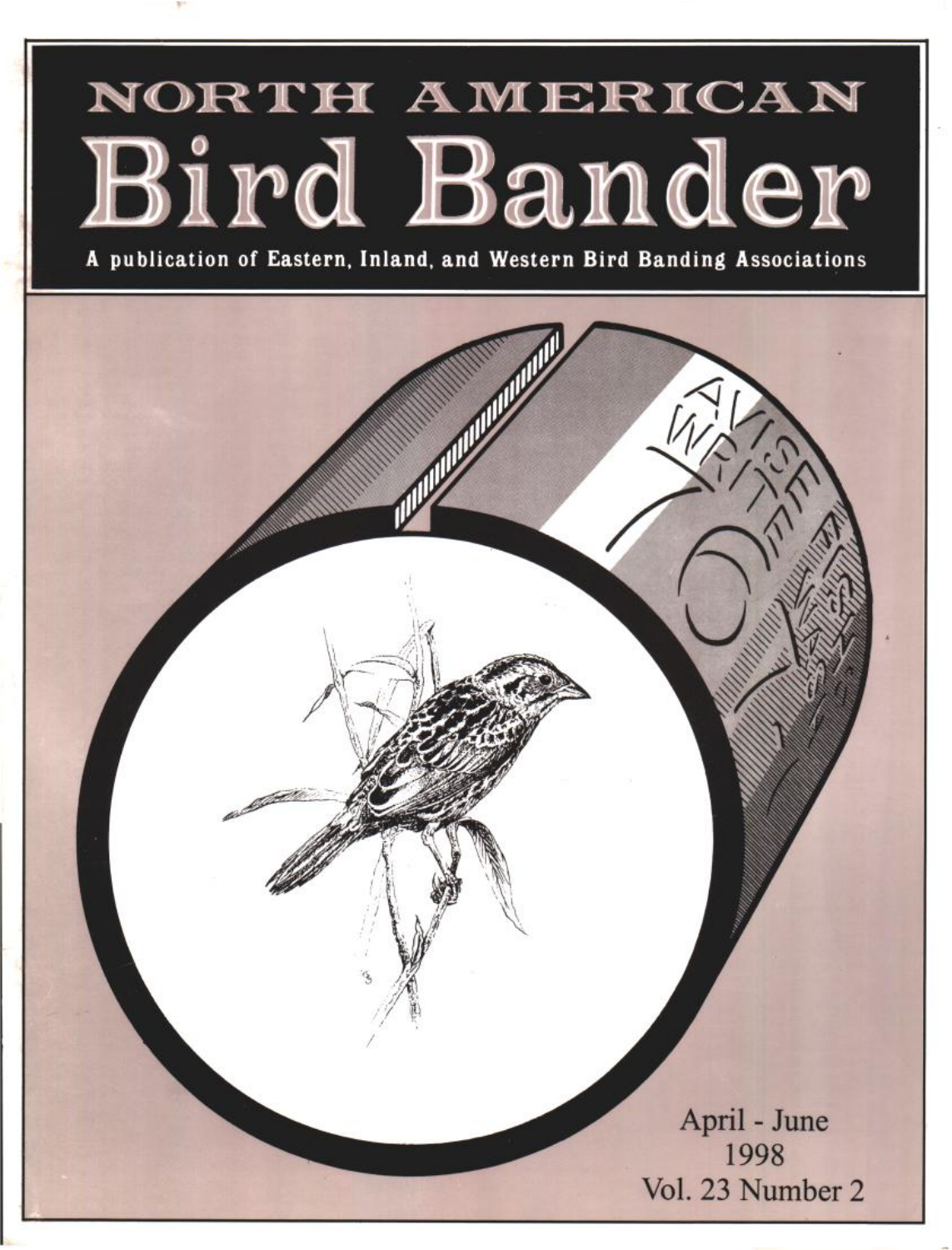# NORTH AMERICAN Bird Bander

**A publication of Eastern, Inland, and Western Bird Banding Associations**

April - June
1998
Vol. 23 Number 2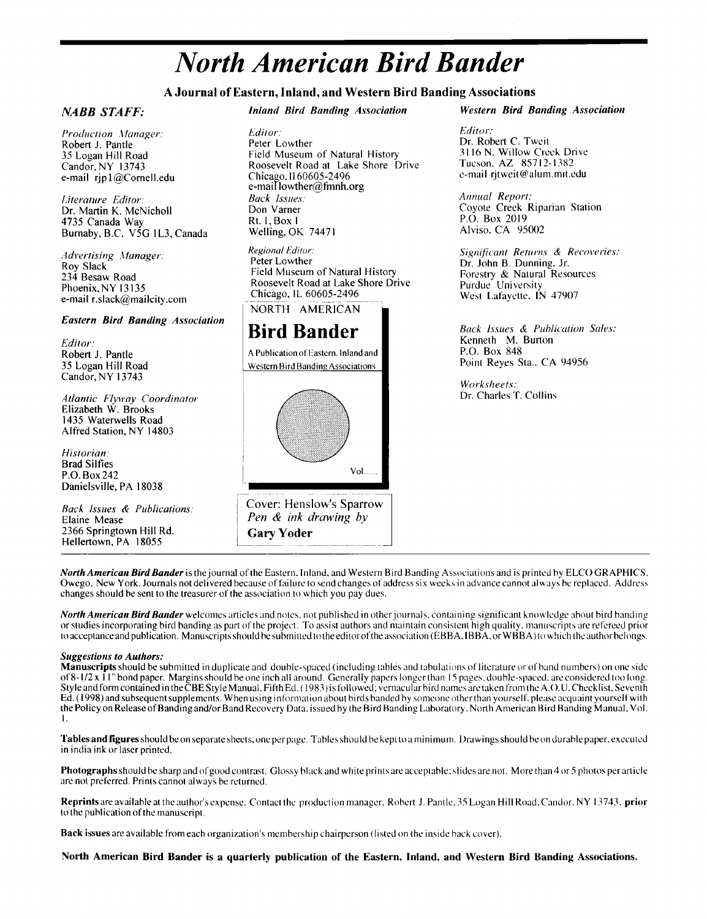# North American Bird Bander

**A Journal of Eastern, Inland, and Western Bird Banding Associations**

### *NABB STAFF:*

*Production Manager:*
Robert J. Pantle
35 Logan Hill Road
Candor, NY 13743
e-mail rjp1@Cornell.edu

*Literature Editor:*
Dr. Martin K. McNicholl
4735 Canada Way
Burnaby, B.C. V5G 1L3, Canada

*Advertising Manager:*
Roy Slack
234 Besaw Road
Phoenix, NY 13135
e-mail r.slack@mailcity.com

### *Eastern Bird Banding Association*

*Editor:*
Robert J. Pantle
35 Logan Hill Road
Candor, NY 13743

*Atlantic Flyway Coordinator*
Elizabeth W. Brooks
1435 Waterwells Road
Alfred Station, NY 14803

*Historian:*
Brad Silfies
P.O. Box 242
Danielsville, PA 18038

*Back Issues & Publications:*
Elaine Mease
2366 Springtown Hill Rd.
Hellertown, PA 18055

### *Inland Bird Banding Association*

*Editor:*
Peter Lowther
Field Museum of Natural History
Roosevelt Road at Lake Shore Drive
Chicago, Il 60605-2496
e-mail lowther@fmnh.org

*Back Issues:*
Don Varner
Rt. 1, Box 1
Welling, OK 74471

*Regional Editor:*
Peter Lowther
Field Museum of Natural History
Roosevelt Road at Lake Shore Drive
Chicago, IL 60605-2496

NORTH AMERICAN
**Bird Bander**
A Publication of Eastern, Inland and Western Bird Banding Associations

Vol......

Cover: Henslow's Sparrow
*Pen & ink drawing by*
**Gary Yoder**

### *Western Bird Banding Association*

*Editor:*
Dr. Robert C. Tweit
3116 N. Willow Creek Drive
Tucson, AZ 85712-1382
e-mail rjtweit@alum.mit.edu

*Annual Report:*
Coyote Creek Riparian Station
P.O. Box 2019
Alviso, CA 95002

*Significant Returns & Recoveries:*
Dr. John B. Dunning, Jr.
Forestry & Natural Resources
Purdue University
West Lafayette, IN 47907

*Back Issues & Publication Sales:*
Kenneth M. Burton
P.O. Box 848
Point Reyes Sta., CA 94956

*Worksheets:*
Dr. Charles T. Collins

---

***North American Bird Bander*** is the journal of the Eastern, Inland, and Western Bird Banding Associations and is printed by ELCO GRAPHICS, Owego, New York. Journals not delivered because of failure to send changes of address six weeks in advance cannot always be replaced. Address changes should be sent to the treasurer of the association to which you pay dues.

***North American Bird Bander*** welcomes articles and notes, not published in other journals, containing significant knowledge about bird banding or studies incorporating bird banding as part of the project. To assist authors and maintain consistent high quality, manuscripts are refereed prior to acceptance and publication. Manuscripts should be submitted to the editor of the association (EBBA, IBBA, or WBBA) to which the author belongs.

***Suggestions to Authors:***

**Manuscripts** should be submitted in duplicate and double-spaced (including tables and tabulations of literature or of band numbers) on one side of 8-1/2 x 11" bond paper. Margins should be one inch all around. Generally papers longer than 15 pages, double-spaced, are considered too long. Style and form contained in the CBE Style Manual, Fifth Ed. (1983) is followed; vernacular bird names are taken from the A.O.U. Checklist, Seventh Ed. (1998) and subsequent supplements. When using information about birds banded by someone other than yourself, please acquaint yourself with the Policy on Release of Banding and/or Band Recovery Data, issued by the Bird Banding Laboratory, North American Bird Banding Manual, Vol. 1.

**Tables and figures** should be on separate sheets, one per page. Tables should be kept to a minimum. Drawings should be on durable paper, executed in india ink or laser printed.

**Photographs** should be sharp and of good contrast. Glossy black and white prints are acceptable; slides are not. More than 4 or 5 photos per article are not preferred. Prints cannot always be returned.

**Reprints** are available at the author's expense. Contact the production manager, Robert J. Pantle, 35 Logan Hill Road, Candor, NY 13743, **prior** to the publication of the manuscript.

**Back issues** are available from each organization's membership chairperson (listed on the inside back cover).

**North American Bird Bander is a quarterly publication of the Eastern, Inland, and Western Bird Banding Associations.**